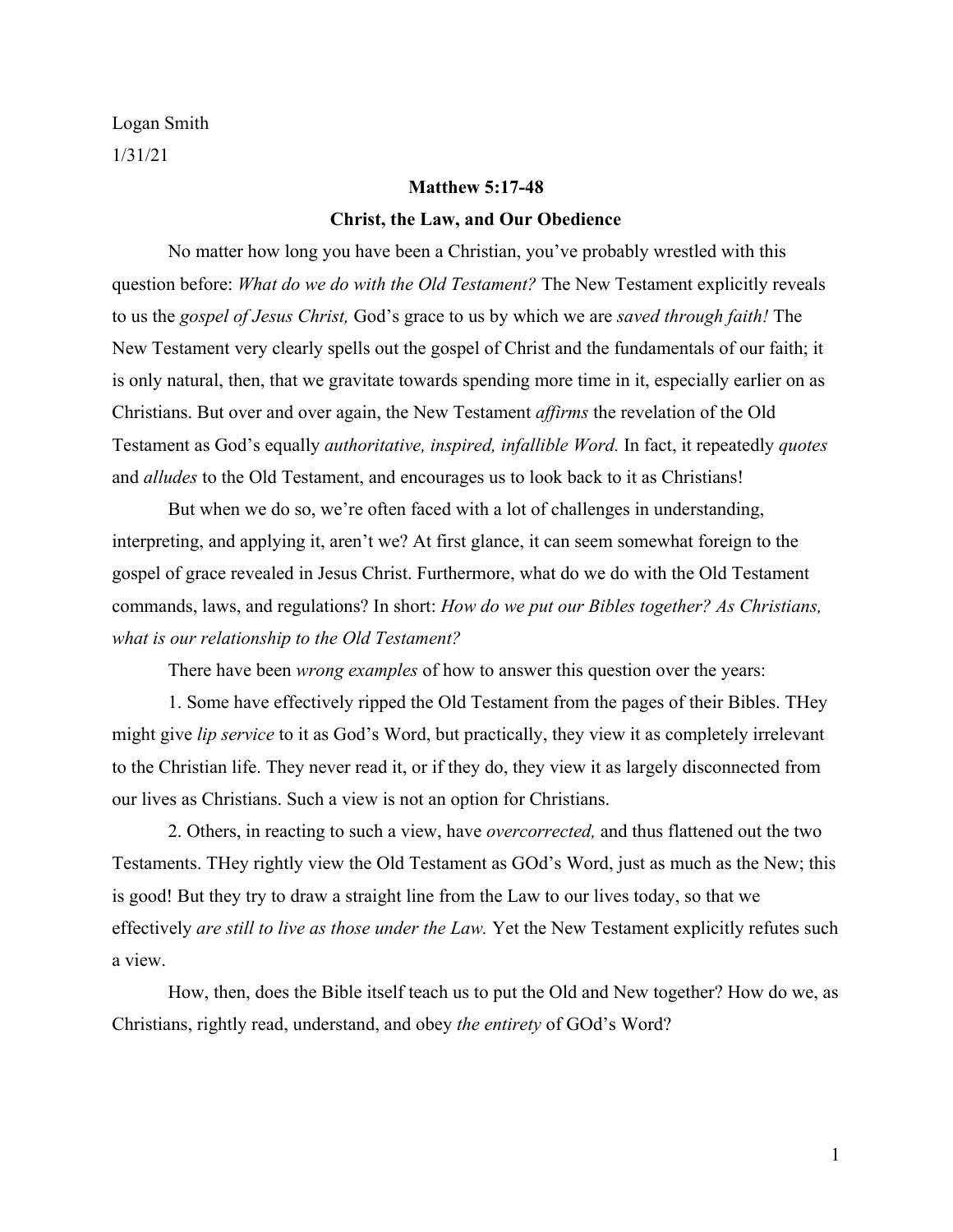Logan Smith

1/31/21

**Matthew 5:17-48**

**Christ, the Law, and Our Obedience**

No matter how long you have been a Christian, you've probably wrestled with this question before: *What do we do with the Old Testament?* The New Testament explicitly reveals to us the *gospel of Jesus Christ,* God's grace to us by which we are *saved through faith!* The New Testament very clearly spells out the gospel of Christ and the fundamentals of our faith; it is only natural, then, that we gravitate towards spending more time in it, especially earlier on as Christians. But over and over again, the New Testament *affirms* the revelation of the Old Testament as God's equally *authoritative, inspired, infallible Word.* In fact, it repeatedly *quotes* and *alludes* to the Old Testament, and encourages us to look back to it as Christians!

But when we do so, we're often faced with a lot of challenges in understanding, interpreting, and applying it, aren't we? At first glance, it can seem somewhat foreign to the gospel of grace revealed in Jesus Christ. Furthermore, what do we do with the Old Testament commands, laws, and regulations? In short: *How do we put our Bibles together? As Christians, what is our relationship to the Old Testament?*

There have been *wrong examples* of how to answer this question over the years:

1. Some have effectively ripped the Old Testament from the pages of their Bibles. THey might give *lip service* to it as God's Word, but practically, they view it as completely irrelevant to the Christian life. They never read it, or if they do, they view it as largely disconnected from our lives as Christians. Such a view is not an option for Christians.

2. Others, in reacting to such a view, have *overcorrected,* and thus flattened out the two Testaments. THey rightly view the Old Testament as GOd's Word, just as much as the New; this is good! But they try to draw a straight line from the Law to our lives today, so that we effectively *are still to live as those under the Law.* Yet the New Testament explicitly refutes such a view.

How, then, does the Bible itself teach us to put the Old and New together? How do we, as Christians, rightly read, understand, and obey *the entirety* of GOd's Word?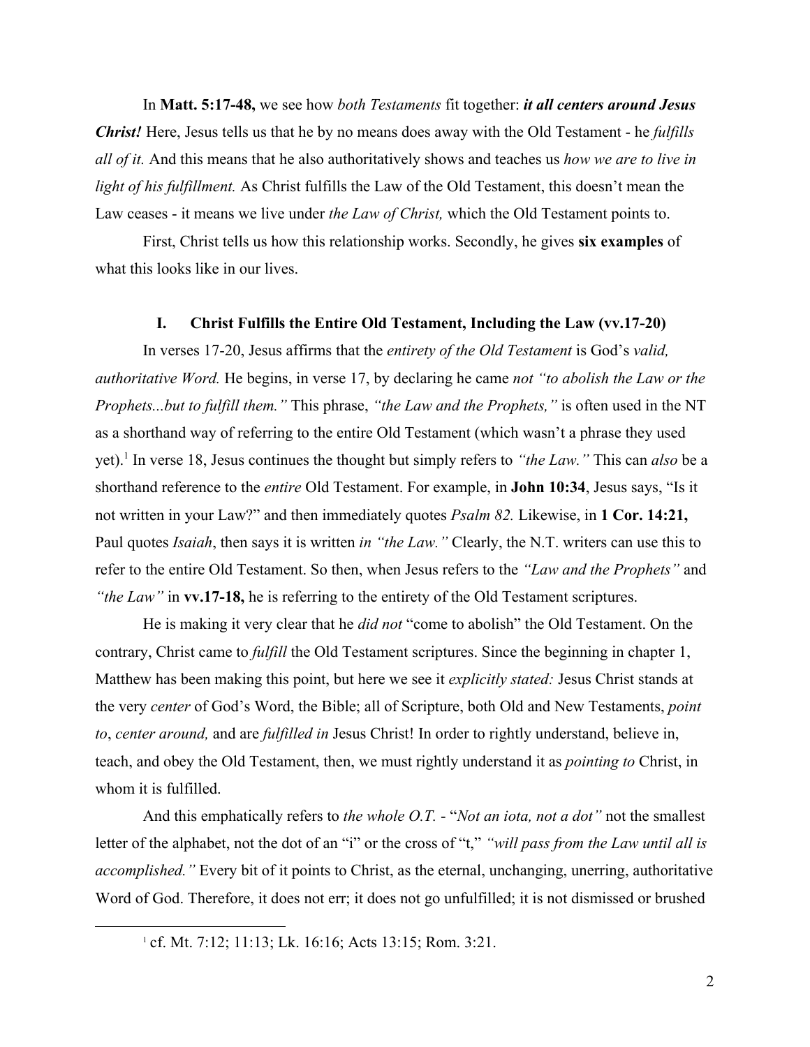In **Matt. 5:17-48,** we see how *both Testaments* fit together: ***it all centers around Jesus Christ!*** Here, Jesus tells us that he by no means does away with the Old Testament - he *fulfills all of it.* And this means that he also authoritatively shows and teaches us *how we are to live in light of his fulfillment.* As Christ fulfills the Law of the Old Testament, this doesn't mean the Law ceases - it means we live under *the Law of Christ,* which the Old Testament points to.

First, Christ tells us how this relationship works. Secondly, he gives **six examples** of what this looks like in our lives.

## I. Christ Fulfills the Entire Old Testament, Including the Law (vv.17-20)

In verses 17-20, Jesus affirms that the *entirety of the Old Testament* is God's *valid, authoritative Word.* He begins, in verse 17, by declaring he came *not "to abolish the Law or the Prophets...but to fulfill them."* This phrase, *"the Law and the Prophets,"* is often used in the NT as a shorthand way of referring to the entire Old Testament (which wasn't a phrase they used yet).[1] In verse 18, Jesus continues the thought but simply refers to *"the Law."* This can *also* be a shorthand reference to the *entire* Old Testament. For example, in **John 10:34**, Jesus says, "Is it not written in your Law?" and then immediately quotes *Psalm 82.* Likewise, in **1 Cor. 14:21,** Paul quotes *Isaiah*, then says it is written *in "the Law."* Clearly, the N.T. writers can use this to refer to the entire Old Testament. So then, when Jesus refers to the *"Law and the Prophets"* and *"the Law"* in **vv.17-18,** he is referring to the entirety of the Old Testament scriptures.

He is making it very clear that he *did not* "come to abolish" the Old Testament. On the contrary, Christ came to *fulfill* the Old Testament scriptures. Since the beginning in chapter 1, Matthew has been making this point, but here we see it *explicitly stated:* Jesus Christ stands at the very *center* of God's Word, the Bible; all of Scripture, both Old and New Testaments, *point to*, *center around,* and are *fulfilled in* Jesus Christ! In order to rightly understand, believe in, teach, and obey the Old Testament, then, we must rightly understand it as *pointing to* Christ, in whom it is fulfilled.

And this emphatically refers to *the whole O.T.* - "*Not an iota, not a dot"* not the smallest letter of the alphabet, not the dot of an "i" or the cross of "t," *"will pass from the Law until all is accomplished."* Every bit of it points to Christ, as the eternal, unchanging, unerring, authoritative Word of God. Therefore, it does not err; it does not go unfulfilled; it is not dismissed or brushed

[1] cf. Mt. 7:12; 11:13; Lk. 16:16; Acts 13:15; Rom. 3:21.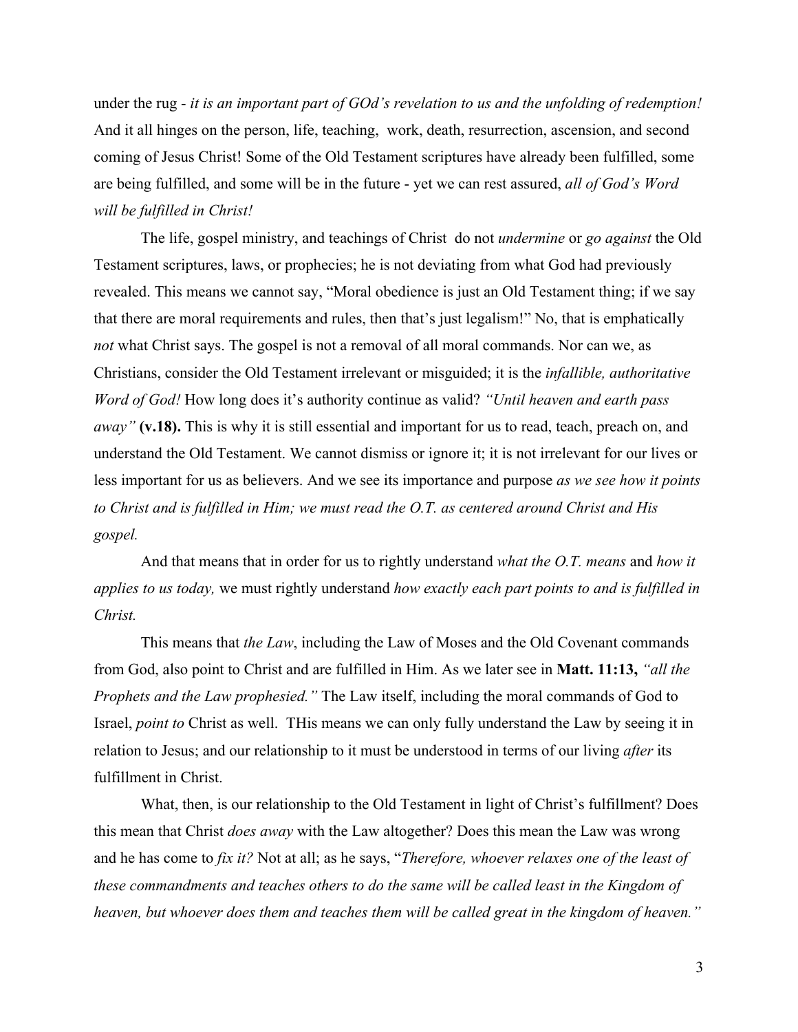under the rug - *it is an important part of GOd's revelation to us and the unfolding of redemption!* And it all hinges on the person, life, teaching, work, death, resurrection, ascension, and second coming of Jesus Christ! Some of the Old Testament scriptures have already been fulfilled, some are being fulfilled, and some will be in the future - yet we can rest assured, *all of God's Word will be fulfilled in Christ!*

The life, gospel ministry, and teachings of Christ do not *undermine* or *go against* the Old Testament scriptures, laws, or prophecies; he is not deviating from what God had previously revealed. This means we cannot say, "Moral obedience is just an Old Testament thing; if we say that there are moral requirements and rules, then that's just legalism!" No, that is emphatically *not* what Christ says. The gospel is not a removal of all moral commands. Nor can we, as Christians, consider the Old Testament irrelevant or misguided; it is the *infallible, authoritative Word of God!* How long does it's authority continue as valid? *"Until heaven and earth pass away"* **(v.18).** This is why it is still essential and important for us to read, teach, preach on, and understand the Old Testament. We cannot dismiss or ignore it; it is not irrelevant for our lives or less important for us as believers. And we see its importance and purpose *as we see how it points to Christ and is fulfilled in Him; we must read the O.T. as centered around Christ and His gospel.*

And that means that in order for us to rightly understand *what the O.T. means* and *how it applies to us today,* we must rightly understand *how exactly each part points to and is fulfilled in Christ.*

This means that *the Law*, including the Law of Moses and the Old Covenant commands from God, also point to Christ and are fulfilled in Him. As we later see in **Matt. 11:13,** *"all the Prophets and the Law prophesied."* The Law itself, including the moral commands of God to Israel, *point to* Christ as well. THis means we can only fully understand the Law by seeing it in relation to Jesus; and our relationship to it must be understood in terms of our living *after* its fulfillment in Christ.

What, then, is our relationship to the Old Testament in light of Christ's fulfillment? Does this mean that Christ *does away* with the Law altogether? Does this mean the Law was wrong and he has come to *fix it?* Not at all; as he says, "*Therefore, whoever relaxes one of the least of these commandments and teaches others to do the same will be called least in the Kingdom of heaven, but whoever does them and teaches them will be called great in the kingdom of heaven."*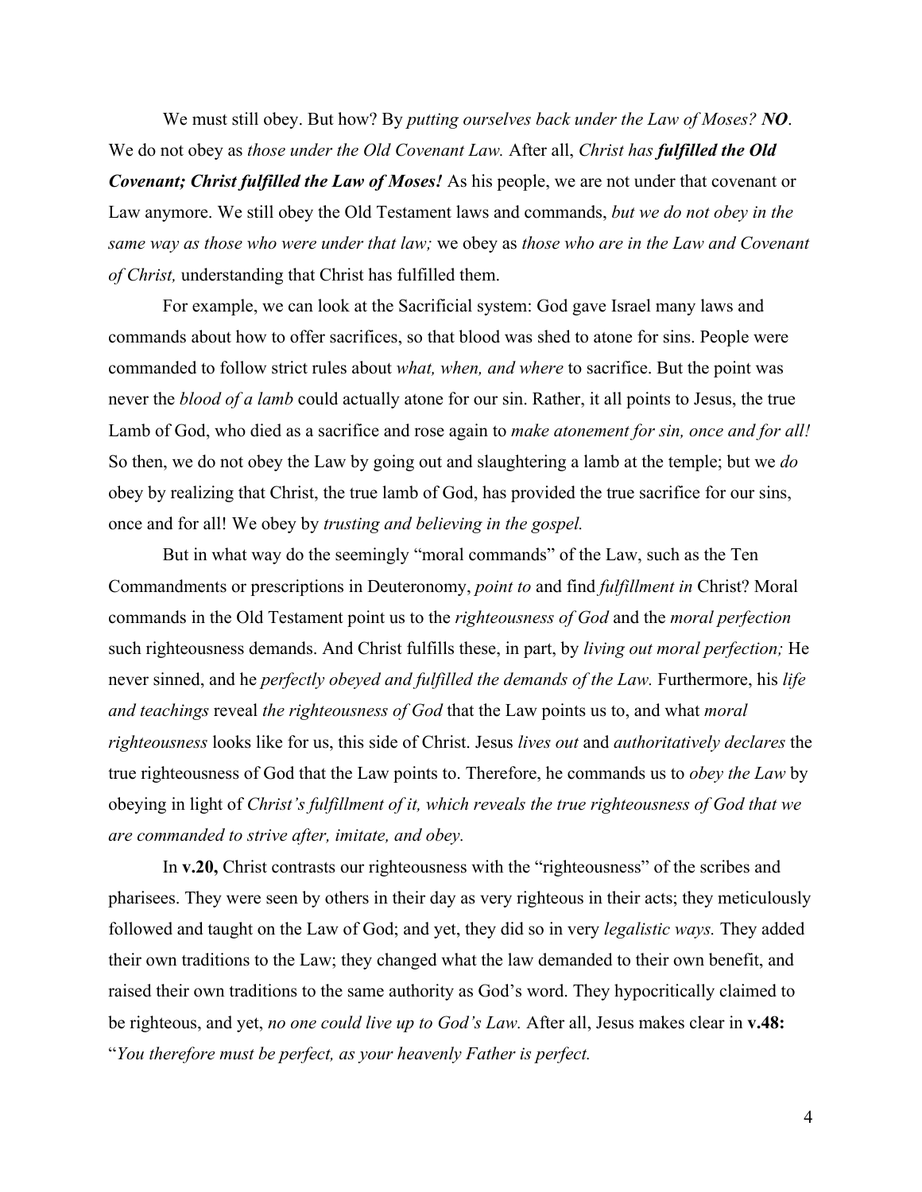We must still obey. But how? By *putting ourselves back under the Law of Moses? **NO***. We do not obey as *those under the Old Covenant Law.* After all, *Christ has **fulfilled the Old Covenant; Christ fulfilled the Law of Moses!*** As his people, we are not under that covenant or Law anymore. We still obey the Old Testament laws and commands, *but we do not obey in the same way as those who were under that law;* we obey as *those who are in the Law and Covenant of Christ,* understanding that Christ has fulfilled them.

For example, we can look at the Sacrificial system: God gave Israel many laws and commands about how to offer sacrifices, so that blood was shed to atone for sins. People were commanded to follow strict rules about *what, when, and where* to sacrifice. But the point was never the *blood of a lamb* could actually atone for our sin. Rather, it all points to Jesus, the true Lamb of God, who died as a sacrifice and rose again to *make atonement for sin, once and for all!* So then, we do not obey the Law by going out and slaughtering a lamb at the temple; but we *do* obey by realizing that Christ, the true lamb of God, has provided the true sacrifice for our sins, once and for all! We obey by *trusting and believing in the gospel.*

But in what way do the seemingly "moral commands" of the Law, such as the Ten Commandments or prescriptions in Deuteronomy, *point to* and find *fulfillment in* Christ? Moral commands in the Old Testament point us to the *righteousness of God* and the *moral perfection* such righteousness demands. And Christ fulfills these, in part, by *living out moral perfection;* He never sinned, and he *perfectly obeyed and fulfilled the demands of the Law.* Furthermore, his *life and teachings* reveal *the righteousness of God* that the Law points us to, and what *moral righteousness* looks like for us, this side of Christ. Jesus *lives out* and *authoritatively declares* the true righteousness of God that the Law points to. Therefore, he commands us to *obey the Law* by obeying in light of *Christ's fulfillment of it, which reveals the true righteousness of God that we are commanded to strive after, imitate, and obey.*

In **v.20,** Christ contrasts our righteousness with the "righteousness" of the scribes and pharisees. They were seen by others in their day as very righteous in their acts; they meticulously followed and taught on the Law of God; and yet, they did so in very *legalistic ways.* They added their own traditions to the Law; they changed what the law demanded to their own benefit, and raised their own traditions to the same authority as God's word. They hypocritically claimed to be righteous, and yet, *no one could live up to God's Law.* After all, Jesus makes clear in **v.48:** "*You therefore must be perfect, as your heavenly Father is perfect.*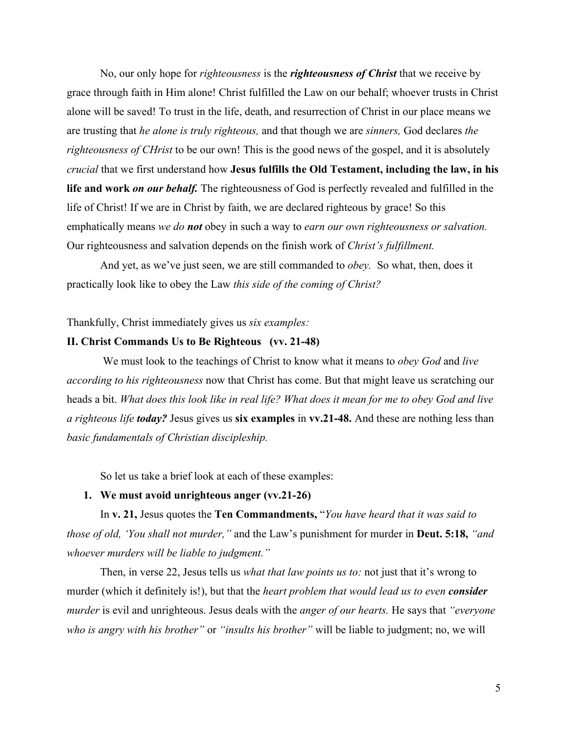No, our only hope for *righteousness* is the ***righteousness of Christ*** that we receive by grace through faith in Him alone! Christ fulfilled the Law on our behalf; whoever trusts in Christ alone will be saved! To trust in the life, death, and resurrection of Christ in our place means we are trusting that *he alone is truly righteous,* and that though we are *sinners,* God declares *the righteousness of CHrist* to be our own! This is the good news of the gospel, and it is absolutely *crucial* that we first understand how **Jesus fulfills the Old Testament, including the law, in his life and work *on our behalf.*** The righteousness of God is perfectly revealed and fulfilled in the life of Christ! If we are in Christ by faith, we are declared righteous by grace! So this emphatically means *we do **not*** obey in such a way to *earn our own righteousness or salvation.* Our righteousness and salvation depends on the finish work of *Christ's fulfillment.*

And yet, as we've just seen, we are still commanded to *obey.* So what, then, does it practically look like to obey the Law *this side of the coming of Christ?*

Thankfully, Christ immediately gives us *six examples:*

## II. Christ Commands Us to Be Righteous (vv. 21-48)

We must look to the teachings of Christ to know what it means to *obey God* and *live according to his righteousness* now that Christ has come. But that might leave us scratching our heads a bit. *What does this look like in real life? What does it mean for me to obey God and live a righteous life **today?*** Jesus gives us **six examples** in **vv.21-48.** And these are nothing less than *basic fundamentals of Christian discipleship.*

So let us take a brief look at each of these examples:

1. **We must avoid unrighteous anger (vv.21-26)**

In **v. 21,** Jesus quotes the **Ten Commandments,** "*You have heard that it was said to those of old, 'You shall not murder,'"* and the Law's punishment for murder in **Deut. 5:18,** *"and whoever murders will be liable to judgment."*

Then, in verse 22, Jesus tells us *what that law points us to:* not just that it's wrong to murder (which it definitely is!), but that the *heart problem that would lead us to even **consider** murder* is evil and unrighteous. Jesus deals with the *anger of our hearts.* He says that *"everyone who is angry with his brother"* or *"insults his brother"* will be liable to judgment; no, we will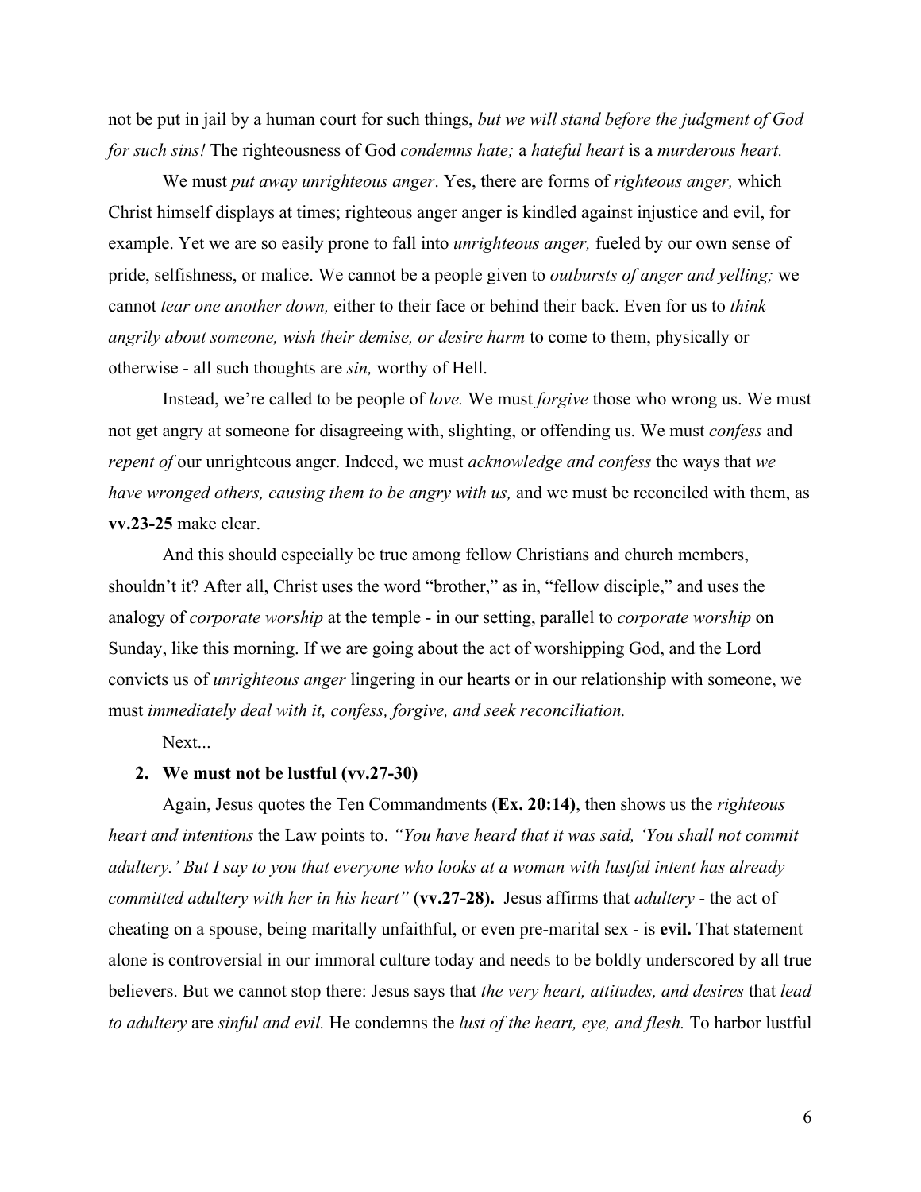not be put in jail by a human court for such things, *but we will stand before the judgment of God for such sins!* The righteousness of God *condemns hate;* a *hateful heart* is a *murderous heart.*

We must *put away unrighteous anger*. Yes, there are forms of *righteous anger,* which Christ himself displays at times; righteous anger anger is kindled against injustice and evil, for example. Yet we are so easily prone to fall into *unrighteous anger,* fueled by our own sense of pride, selfishness, or malice. We cannot be a people given to *outbursts of anger and yelling;* we cannot *tear one another down,* either to their face or behind their back. Even for us to *think angrily about someone, wish their demise, or desire harm* to come to them, physically or otherwise - all such thoughts are *sin,* worthy of Hell.

Instead, we're called to be people of *love.* We must *forgive* those who wrong us. We must not get angry at someone for disagreeing with, slighting, or offending us. We must *confess* and *repent of* our unrighteous anger. Indeed, we must *acknowledge and confess* the ways that *we have wronged others, causing them to be angry with us,* and we must be reconciled with them, as **vv.23-25** make clear.

And this should especially be true among fellow Christians and church members, shouldn't it? After all, Christ uses the word "brother," as in, "fellow disciple," and uses the analogy of *corporate worship* at the temple - in our setting, parallel to *corporate worship* on Sunday, like this morning. If we are going about the act of worshipping God, and the Lord convicts us of *unrighteous anger* lingering in our hearts or in our relationship with someone, we must *immediately deal with it, confess, forgive, and seek reconciliation.*

Next...

2. **We must not be lustful (vv.27-30)**

Again, Jesus quotes the Ten Commandments (**Ex. 20:14)**, then shows us the *righteous heart and intentions* the Law points to. *"You have heard that it was said, 'You shall not commit adultery.' But I say to you that everyone who looks at a woman with lustful intent has already committed adultery with her in his heart"* (**vv.27-28).** Jesus affirms that *adultery* - the act of cheating on a spouse, being maritally unfaithful, or even pre-marital sex - is **evil.** That statement alone is controversial in our immoral culture today and needs to be boldly underscored by all true believers. But we cannot stop there: Jesus says that *the very heart, attitudes, and desires* that *lead to adultery* are *sinful and evil.* He condemns the *lust of the heart, eye, and flesh.* To harbor lustful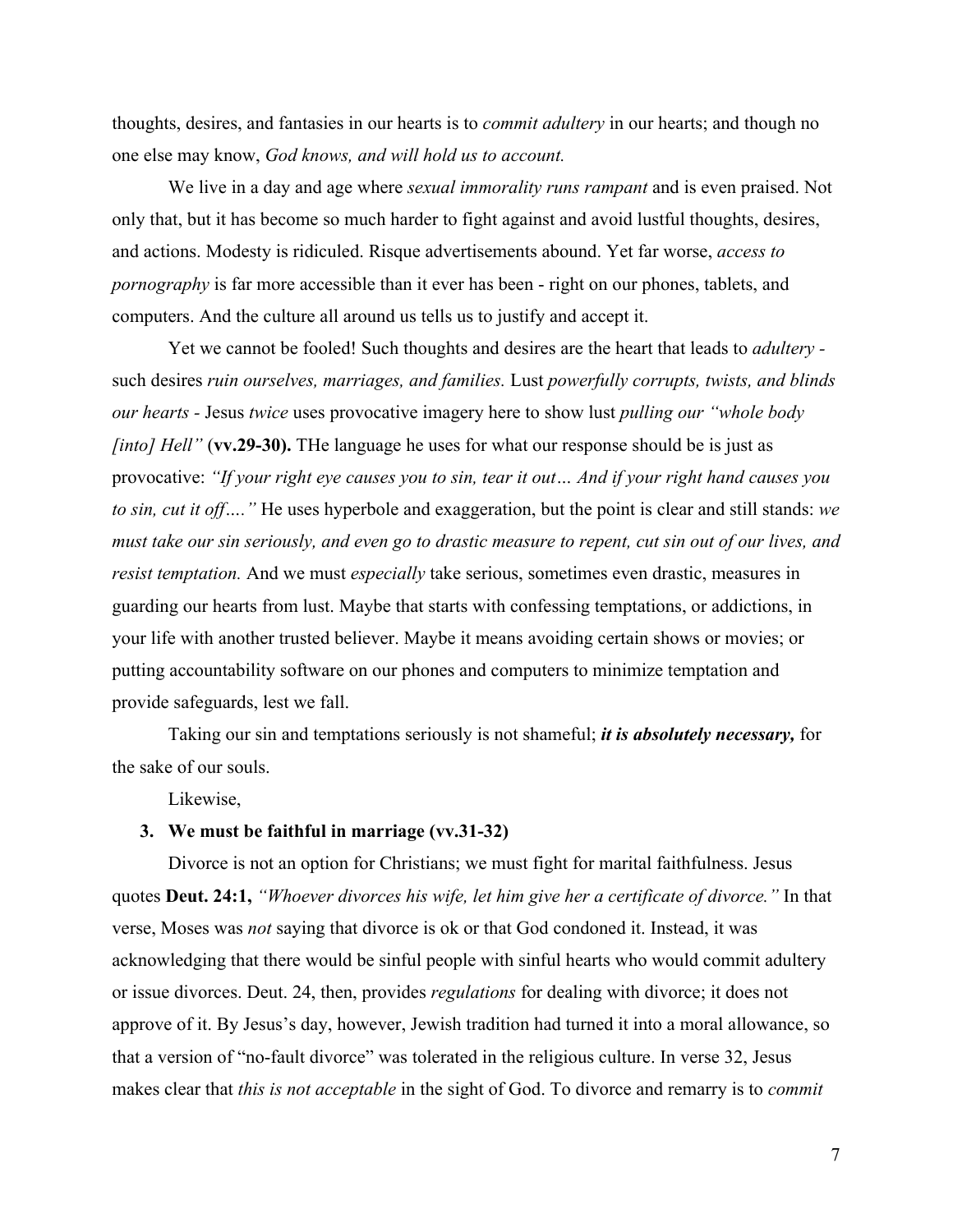thoughts, desires, and fantasies in our hearts is to *commit adultery* in our hearts; and though no one else may know, *God knows, and will hold us to account.*

We live in a day and age where *sexual immorality runs rampant* and is even praised. Not only that, but it has become so much harder to fight against and avoid lustful thoughts, desires, and actions. Modesty is ridiculed. Risque advertisements abound. Yet far worse, *access to pornography* is far more accessible than it ever has been - right on our phones, tablets, and computers. And the culture all around us tells us to justify and accept it.

Yet we cannot be fooled! Such thoughts and desires are the heart that leads to *adultery* - such desires *ruin ourselves, marriages, and families.* Lust *powerfully corrupts, twists, and blinds our hearts* - Jesus *twice* uses provocative imagery here to show lust *pulling our "whole body [into] Hell"* (**vv.29-30).** THe language he uses for what our response should be is just as provocative: *"If your right eye causes you to sin, tear it out… And if your right hand causes you to sin, cut it off…."* He uses hyperbole and exaggeration, but the point is clear and still stands: *we must take our sin seriously, and even go to drastic measure to repent, cut sin out of our lives, and resist temptation.* And we must *especially* take serious, sometimes even drastic, measures in guarding our hearts from lust. Maybe that starts with confessing temptations, or addictions, in your life with another trusted believer. Maybe it means avoiding certain shows or movies; or putting accountability software on our phones and computers to minimize temptation and provide safeguards, lest we fall.

Taking our sin and temptations seriously is not shameful; ***it is absolutely necessary,*** for the sake of our souls.

Likewise,

3. **We must be faithful in marriage (vv.31-32)**

Divorce is not an option for Christians; we must fight for marital faithfulness. Jesus quotes **Deut. 24:1,** *"Whoever divorces his wife, let him give her a certificate of divorce."* In that verse, Moses was *not* saying that divorce is ok or that God condoned it. Instead, it was acknowledging that there would be sinful people with sinful hearts who would commit adultery or issue divorces. Deut. 24, then, provides *regulations* for dealing with divorce; it does not approve of it. By Jesus's day, however, Jewish tradition had turned it into a moral allowance, so that a version of "no-fault divorce" was tolerated in the religious culture. In verse 32, Jesus makes clear that *this is not acceptable* in the sight of God. To divorce and remarry is to *commit*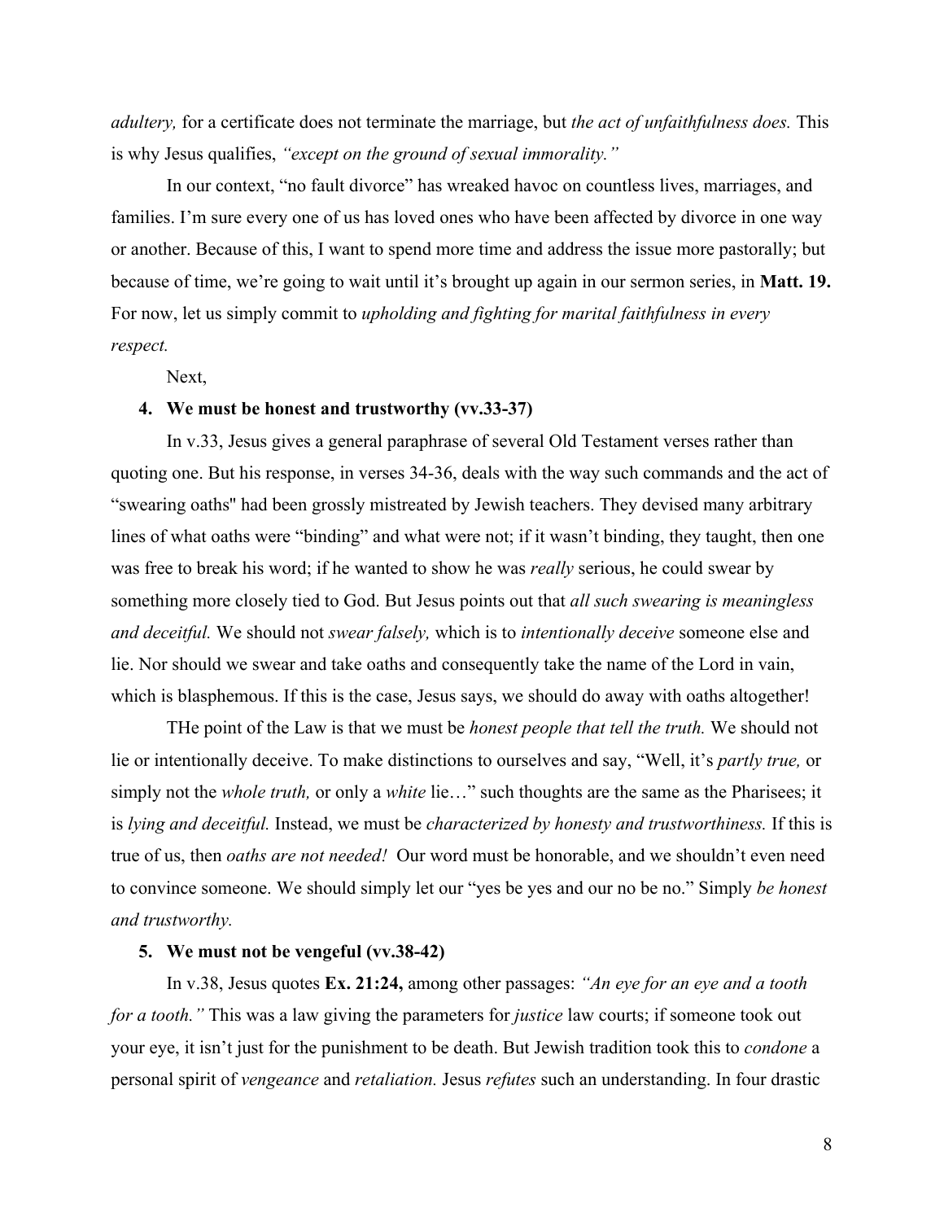*adultery,* for a certificate does not terminate the marriage, but *the act of unfaithfulness does.* This is why Jesus qualifies, *"except on the ground of sexual immorality."*

In our context, "no fault divorce" has wreaked havoc on countless lives, marriages, and families. I'm sure every one of us has loved ones who have been affected by divorce in one way or another. Because of this, I want to spend more time and address the issue more pastorally; but because of time, we're going to wait until it's brought up again in our sermon series, in **Matt. 19.** For now, let us simply commit to *upholding and fighting for marital faithfulness in every respect.*

Next,

**4. We must be honest and trustworthy (vv.33-37)**

In v.33, Jesus gives a general paraphrase of several Old Testament verses rather than quoting one. But his response, in verses 34-36, deals with the way such commands and the act of "swearing oaths" had been grossly mistreated by Jewish teachers. They devised many arbitrary lines of what oaths were "binding" and what were not; if it wasn't binding, they taught, then one was free to break his word; if he wanted to show he was *really* serious, he could swear by something more closely tied to God. But Jesus points out that *all such swearing is meaningless and deceitful.* We should not *swear falsely,* which is to *intentionally deceive* someone else and lie. Nor should we swear and take oaths and consequently take the name of the Lord in vain, which is blasphemous. If this is the case, Jesus says, we should do away with oaths altogether!

THe point of the Law is that we must be *honest people that tell the truth.* We should not lie or intentionally deceive. To make distinctions to ourselves and say, "Well, it's *partly true,* or simply not the *whole truth,* or only a *white* lie…" such thoughts are the same as the Pharisees; it is *lying and deceitful.* Instead, we must be *characterized by honesty and trustworthiness.* If this is true of us, then *oaths are not needed!* Our word must be honorable, and we shouldn't even need to convince someone. We should simply let our "yes be yes and our no be no." Simply *be honest and trustworthy.*

**5. We must not be vengeful (vv.38-42)**

In v.38, Jesus quotes **Ex. 21:24,** among other passages: *"An eye for an eye and a tooth for a tooth."* This was a law giving the parameters for *justice* law courts; if someone took out your eye, it isn't just for the punishment to be death. But Jewish tradition took this to *condone* a personal spirit of *vengeance* and *retaliation.* Jesus *refutes* such an understanding. In four drastic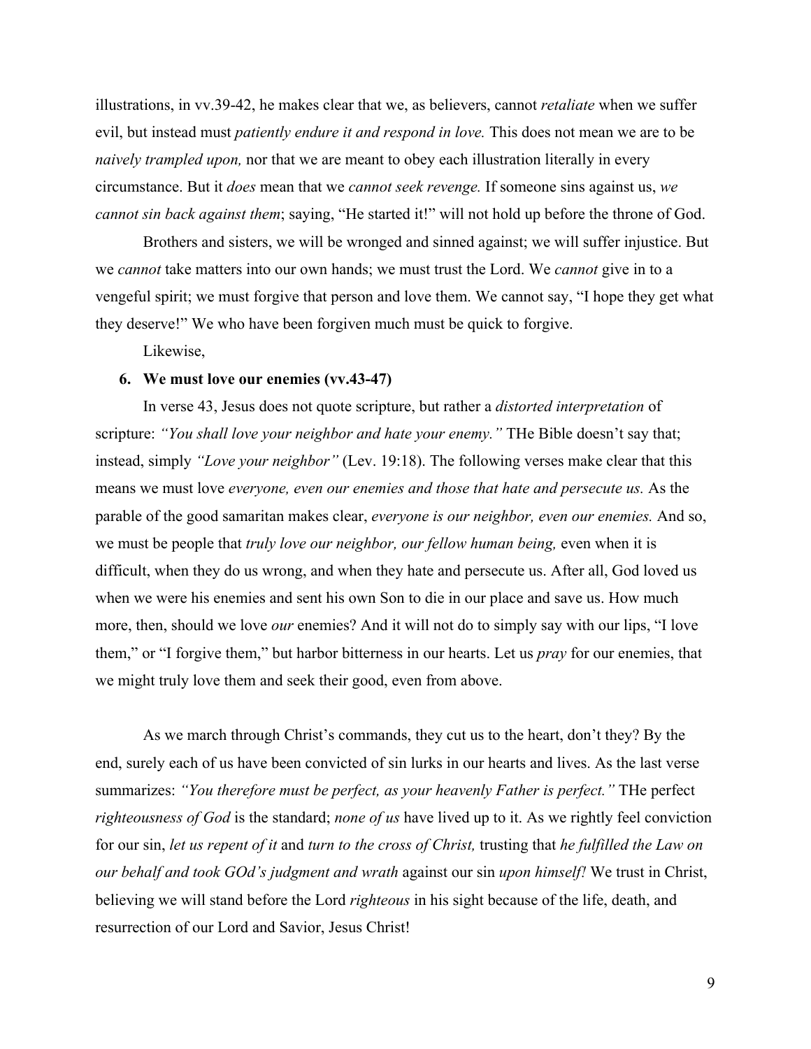illustrations, in vv.39-42, he makes clear that we, as believers, cannot *retaliate* when we suffer evil, but instead must *patiently endure it and respond in love.* This does not mean we are to be *naively trampled upon,* nor that we are meant to obey each illustration literally in every circumstance. But it *does* mean that we *cannot seek revenge.* If someone sins against us, *we cannot sin back against them*; saying, "He started it!" will not hold up before the throne of God.

Brothers and sisters, we will be wronged and sinned against; we will suffer injustice. But we *cannot* take matters into our own hands; we must trust the Lord. We *cannot* give in to a vengeful spirit; we must forgive that person and love them. We cannot say, "I hope they get what they deserve!" We who have been forgiven much must be quick to forgive.

Likewise,

6. **We must love our enemies (vv.43-47)**

In verse 43, Jesus does not quote scripture, but rather a *distorted interpretation* of scripture: *"You shall love your neighbor and hate your enemy."* THe Bible doesn't say that; instead, simply *"Love your neighbor"* (Lev. 19:18). The following verses make clear that this means we must love *everyone, even our enemies and those that hate and persecute us.* As the parable of the good samaritan makes clear, *everyone is our neighbor, even our enemies.* And so, we must be people that *truly love our neighbor, our fellow human being,* even when it is difficult, when they do us wrong, and when they hate and persecute us. After all, God loved us when we were his enemies and sent his own Son to die in our place and save us. How much more, then, should we love *our* enemies? And it will not do to simply say with our lips, "I love them," or "I forgive them," but harbor bitterness in our hearts. Let us *pray* for our enemies, that we might truly love them and seek their good, even from above.

As we march through Christ's commands, they cut us to the heart, don't they? By the end, surely each of us have been convicted of sin lurks in our hearts and lives. As the last verse summarizes: *"You therefore must be perfect, as your heavenly Father is perfect."* THe perfect *righteousness of God* is the standard; *none of us* have lived up to it. As we rightly feel conviction for our sin, *let us repent of it* and *turn to the cross of Christ,* trusting that *he fulfilled the Law on our behalf and took GOd's judgment and wrath* against our sin *upon himself!* We trust in Christ, believing we will stand before the Lord *righteous* in his sight because of the life, death, and resurrection of our Lord and Savior, Jesus Christ!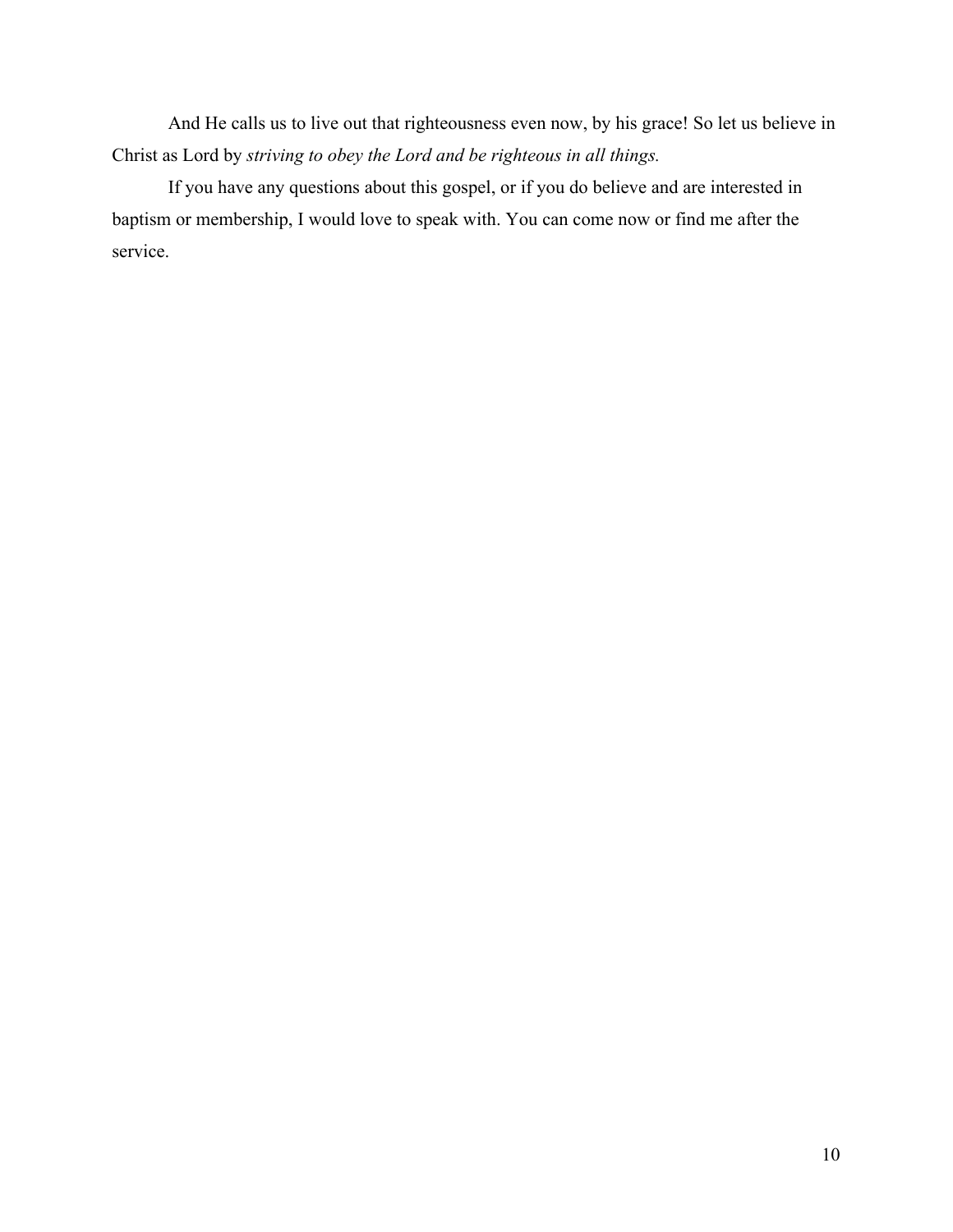And He calls us to live out that righteousness even now, by his grace! So let us believe in Christ as Lord by *striving to obey the Lord and be righteous in all things.*

If you have any questions about this gospel, or if you do believe and are interested in baptism or membership, I would love to speak with. You can come now or find me after the service.